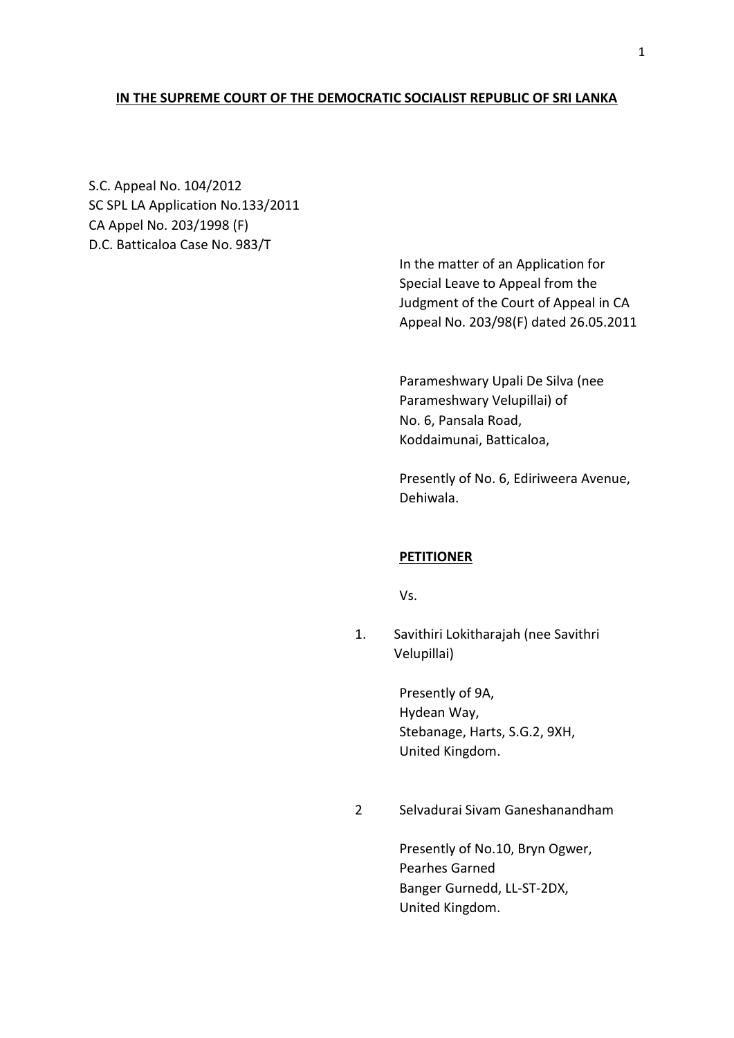**IN THE SUPREME COURT OF THE DEMOCRATIC SOCIALIST REPUBLIC OF SRI LANKA**

S.C. Appeal No. 104/2012
SC SPL LA Application No.133/2011
CA Appel No. 203/1998 (F)
D.C. Batticaloa Case No. 983/T

In the matter of an Application for Special Leave to Appeal from the Judgment of the Court of Appeal in CA Appeal No. 203/98(F) dated 26.05.2011

Parameshwary Upali De Silva (nee Parameshwary Velupillai) of
No. 6, Pansala Road,
Koddaimunai, Batticaloa,

Presently of No. 6, Ediriweera Avenue,
Dehiwala.

**PETITIONER**

Vs.

1. Savithiri Lokitharajah (nee Savithri Velupillai)

   Presently of 9A,
   Hydean Way,
   Stebanage, Harts, S.G.2, 9XH,
   United Kingdom.

2. Selvadurai Sivam Ganeshanandham

   Presently of No.10, Bryn Ogwer,
   Pearhes Garned
   Banger Gurnedd, LL-ST-2DX,
   United Kingdom.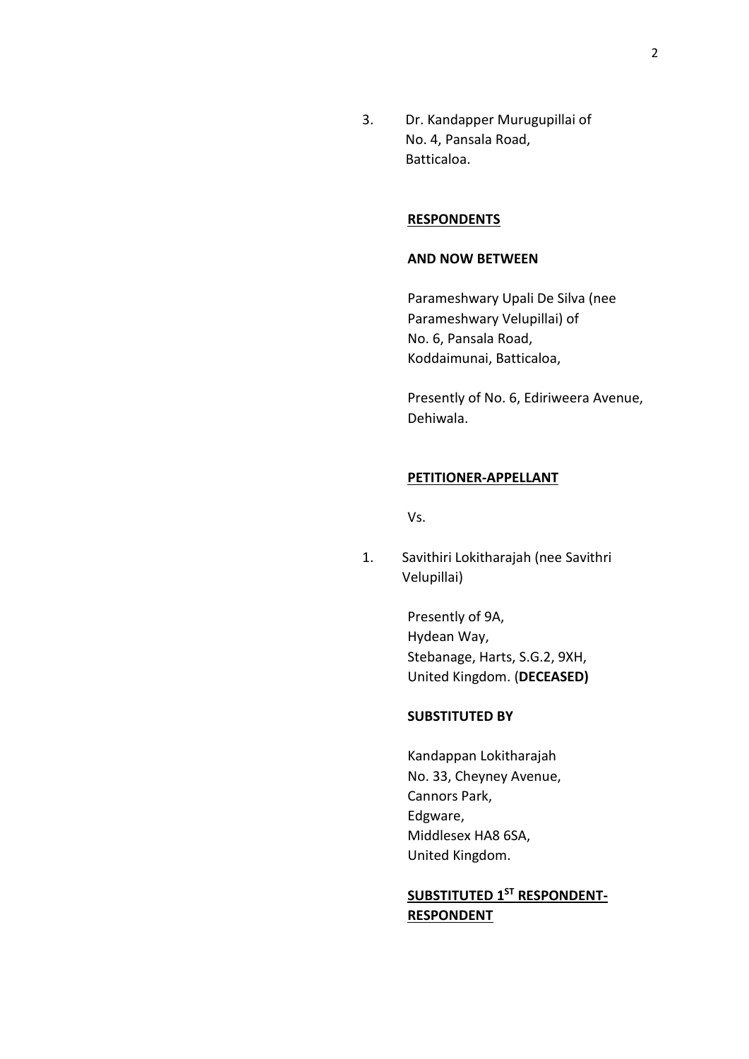3. Dr. Kandapper Murugupillai of
   No. 4, Pansala Road,
   Batticaloa.

**RESPONDENTS**

**AND NOW BETWEEN**

Parameshwary Upali De Silva (nee Parameshwary Velupillai) of
No. 6, Pansala Road,
Koddaimunai, Batticaloa,

Presently of No. 6, Ediriweera Avenue,
Dehiwala.

**PETITIONER-APPELLANT**

Vs.

1. Savithiri Lokitharajah (nee Savithri Velupillai)

   Presently of 9A,
   Hydean Way,
   Stebanage, Harts, S.G.2, 9XH,
   United Kingdom. (**DECEASED)**

**SUBSTITUTED BY**

Kandappan Lokitharajah
No. 33, Cheyney Avenue,
Cannors Park,
Edgware,
Middlesex HA8 6SA,
United Kingdom.

**SUBSTITUTED 1ST RESPONDENT-RESPONDENT**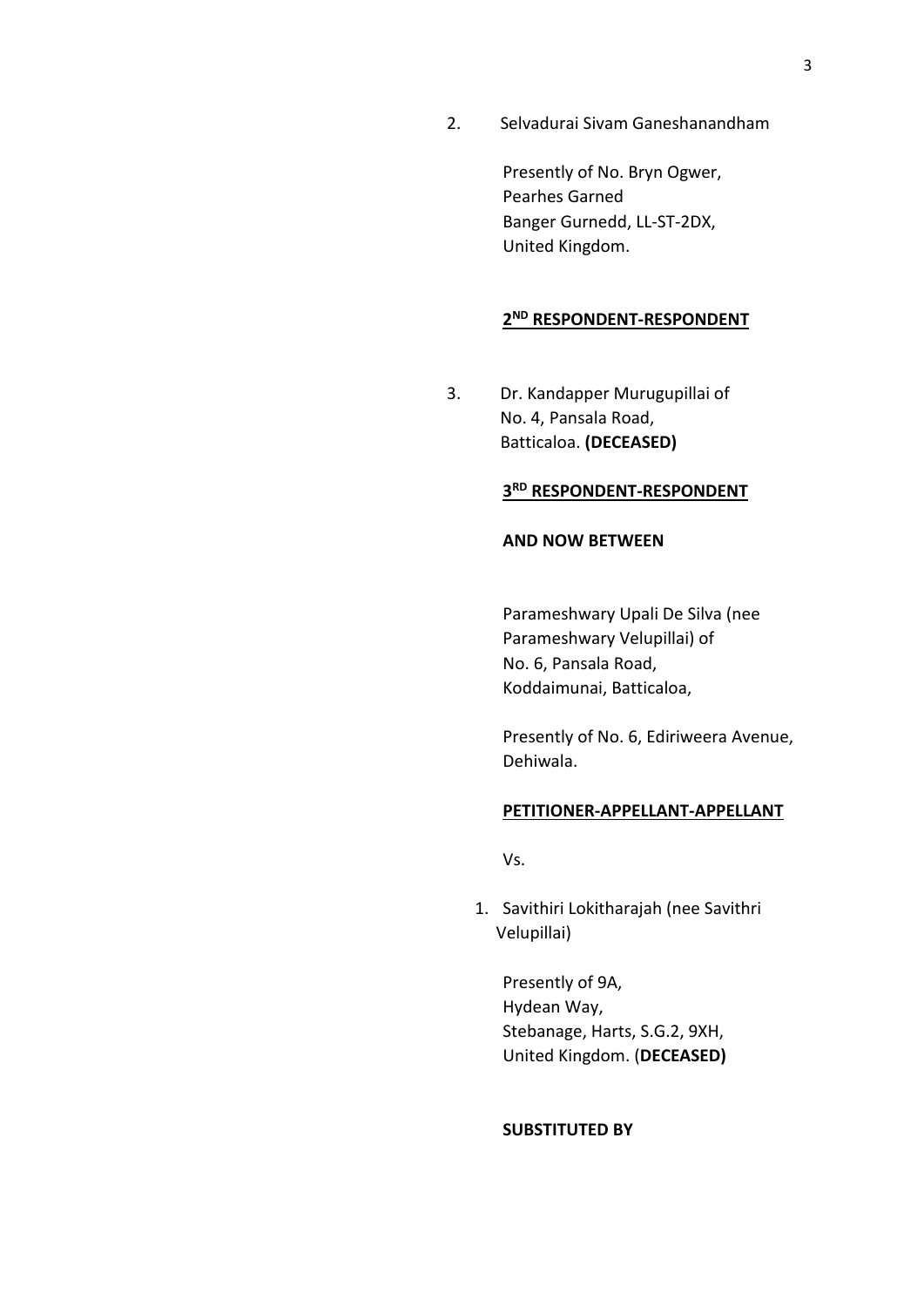2. Selvadurai Sivam Ganeshanandham

Presently of No. Bryn Ogwer,
Pearhes Garned
Banger Gurnedd, LL-ST-2DX,
United Kingdom.

**2ND RESPONDENT-RESPONDENT**

3. Dr. Kandapper Murugupillai of
No. 4, Pansala Road,
Batticaloa. **(DECEASED)**

**3RD RESPONDENT-RESPONDENT**

**AND NOW BETWEEN**

Parameshwary Upali De Silva (nee
Parameshwary Velupillai) of
No. 6, Pansala Road,
Koddaimunai, Batticaloa,

Presently of No. 6, Ediriweera Avenue,
Dehiwala.

**PETITIONER-APPELLANT-APPELLANT**

Vs.

1. Savithiri Lokitharajah (nee Savithri
Velupillai)

Presently of 9A,
Hydean Way,
Stebanage, Harts, S.G.2, 9XH,
United Kingdom. (**DECEASED)**

**SUBSTITUTED BY**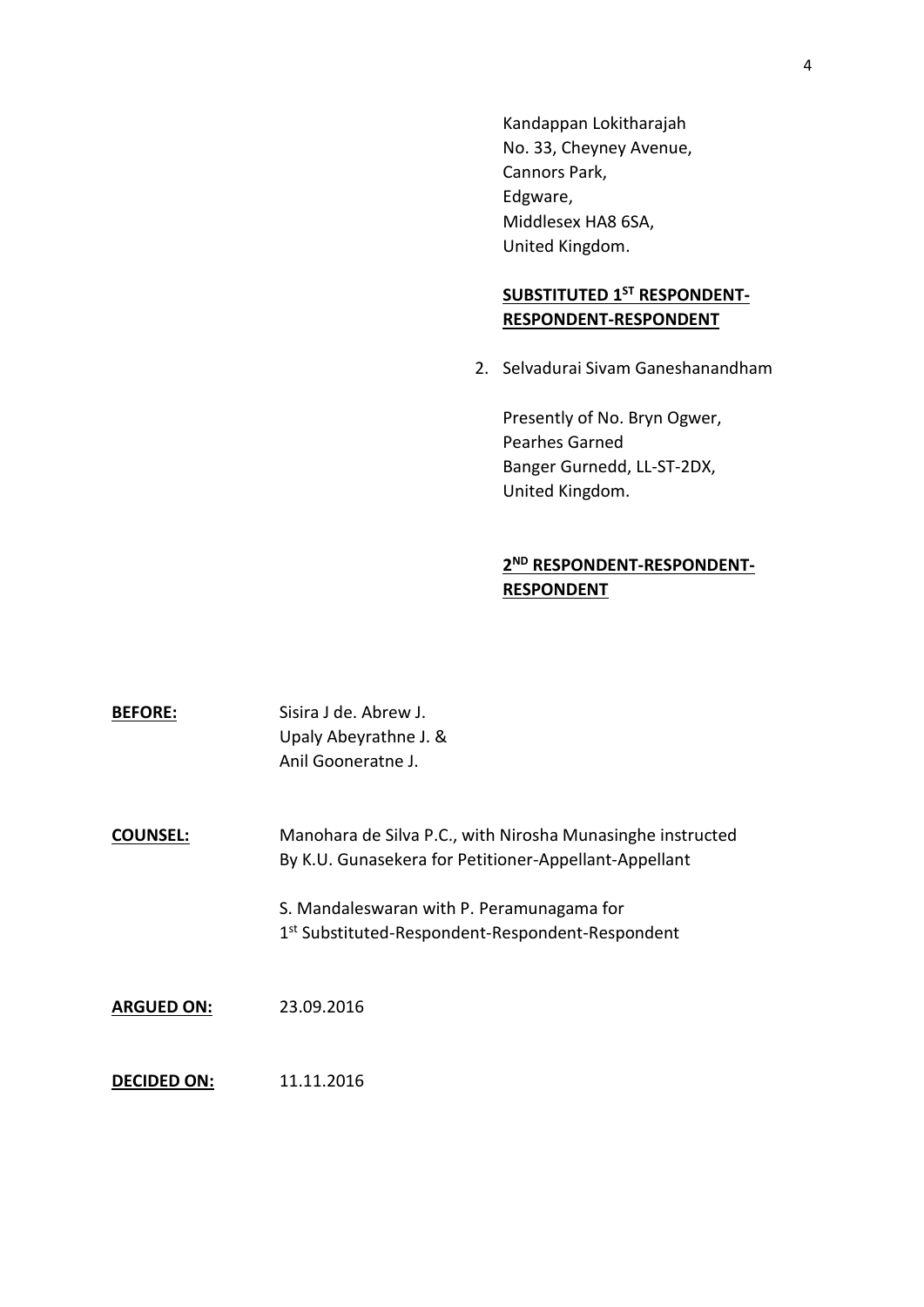Kandappan Lokitharajah
No. 33, Cheyney Avenue,
Cannors Park,
Edgware,
Middlesex HA8 6SA,
United Kingdom.

**SUBSTITUTED 1ST RESPONDENT-RESPONDENT-RESPONDENT**

2. Selvadurai Sivam Ganeshanandham

   Presently of No. Bryn Ogwer,
   Pearhes Garned
   Banger Gurnedd, LL-ST-2DX,
   United Kingdom.

**2ND RESPONDENT-RESPONDENT-RESPONDENT**

**BEFORE:** Sisira J de. Abrew J.
Upaly Abeyrathne J. &
Anil Gooneratne J.

**COUNSEL:** Manohara de Silva P.C., with Nirosha Munasinghe instructed By K.U. Gunasekera for Petitioner-Appellant-Appellant

S. Mandaleswaran with P. Peramunagama for 1st Substituted-Respondent-Respondent-Respondent

**ARGUED ON:** 23.09.2016

**DECIDED ON:** 11.11.2016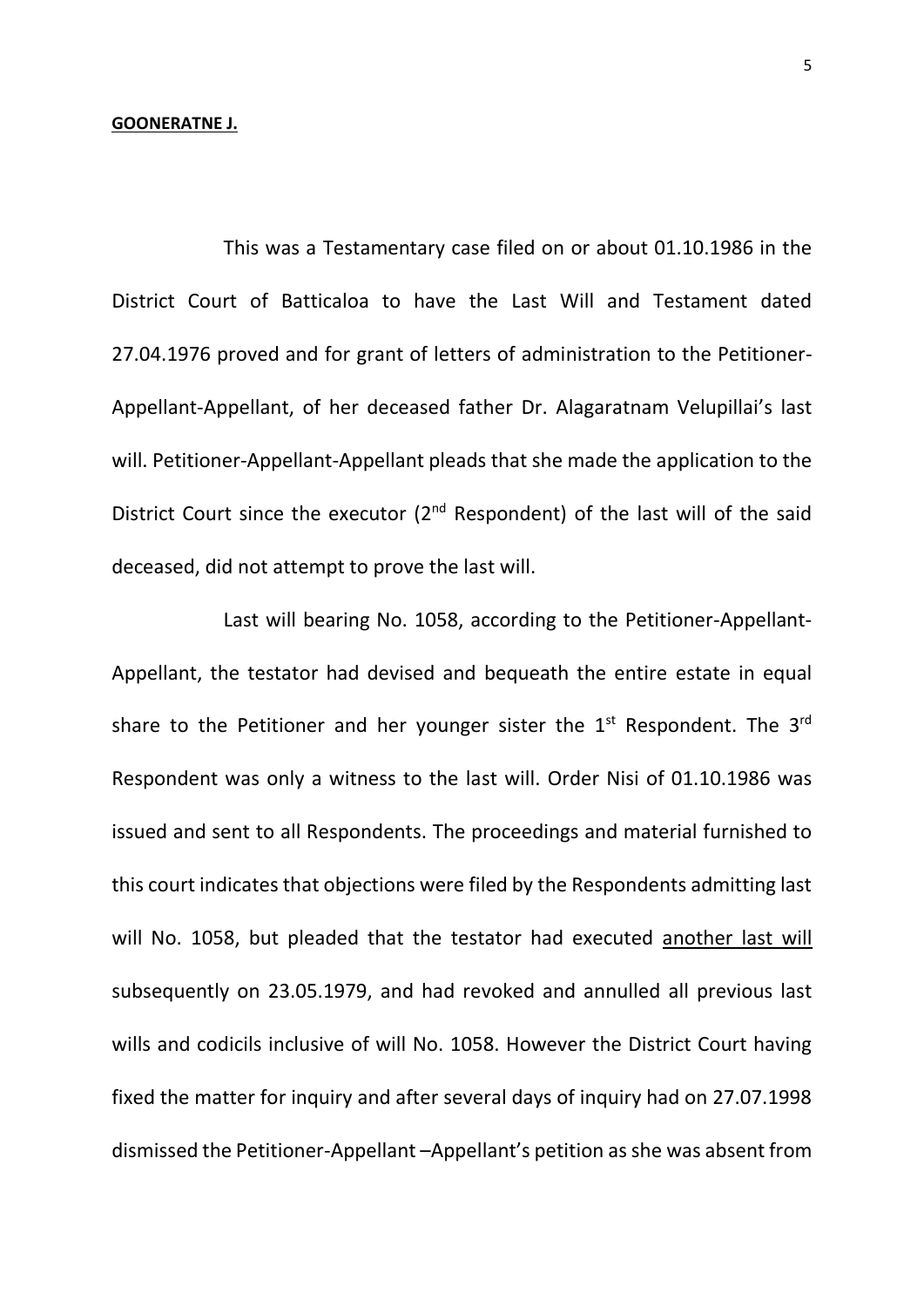**GOONERATNE J.**

This was a Testamentary case filed on or about 01.10.1986 in the District Court of Batticaloa to have the Last Will and Testament dated 27.04.1976 proved and for grant of letters of administration to the Petitioner-Appellant-Appellant, of her deceased father Dr. Alagaratnam Velupillai's last will. Petitioner-Appellant-Appellant pleads that she made the application to the District Court since the executor (2nd Respondent) of the last will of the said deceased, did not attempt to prove the last will.

Last will bearing No. 1058, according to the Petitioner-Appellant-Appellant, the testator had devised and bequeath the entire estate in equal share to the Petitioner and her younger sister the 1st Respondent. The 3rd Respondent was only a witness to the last will. Order Nisi of 01.10.1986 was issued and sent to all Respondents. The proceedings and material furnished to this court indicates that objections were filed by the Respondents admitting last will No. 1058, but pleaded that the testator had executed <u>another last will</u> subsequently on 23.05.1979, and had revoked and annulled all previous last wills and codicils inclusive of will No. 1058. However the District Court having fixed the matter for inquiry and after several days of inquiry had on 27.07.1998 dismissed the Petitioner-Appellant –Appellant's petition as she was absent from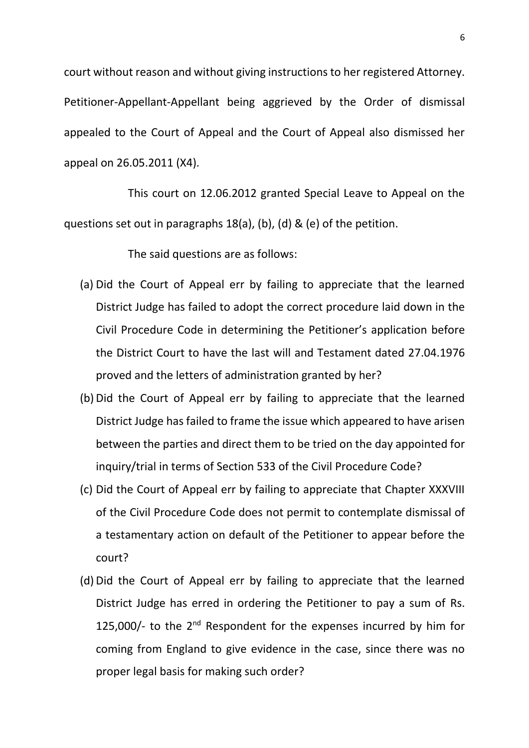court without reason and without giving instructions to her registered Attorney. Petitioner-Appellant-Appellant being aggrieved by the Order of dismissal appealed to the Court of Appeal and the Court of Appeal also dismissed her appeal on 26.05.2011 (X4).

This court on 12.06.2012 granted Special Leave to Appeal on the questions set out in paragraphs 18(a), (b), (d) & (e) of the petition.

The said questions are as follows:

(a) Did the Court of Appeal err by failing to appreciate that the learned District Judge has failed to adopt the correct procedure laid down in the Civil Procedure Code in determining the Petitioner's application before the District Court to have the last will and Testament dated 27.04.1976 proved and the letters of administration granted by her?

(b) Did the Court of Appeal err by failing to appreciate that the learned District Judge has failed to frame the issue which appeared to have arisen between the parties and direct them to be tried on the day appointed for inquiry/trial in terms of Section 533 of the Civil Procedure Code?

(c) Did the Court of Appeal err by failing to appreciate that Chapter XXXVIII of the Civil Procedure Code does not permit to contemplate dismissal of a testamentary action on default of the Petitioner to appear before the court?

(d) Did the Court of Appeal err by failing to appreciate that the learned District Judge has erred in ordering the Petitioner to pay a sum of Rs. 125,000/- to the 2nd Respondent for the expenses incurred by him for coming from England to give evidence in the case, since there was no proper legal basis for making such order?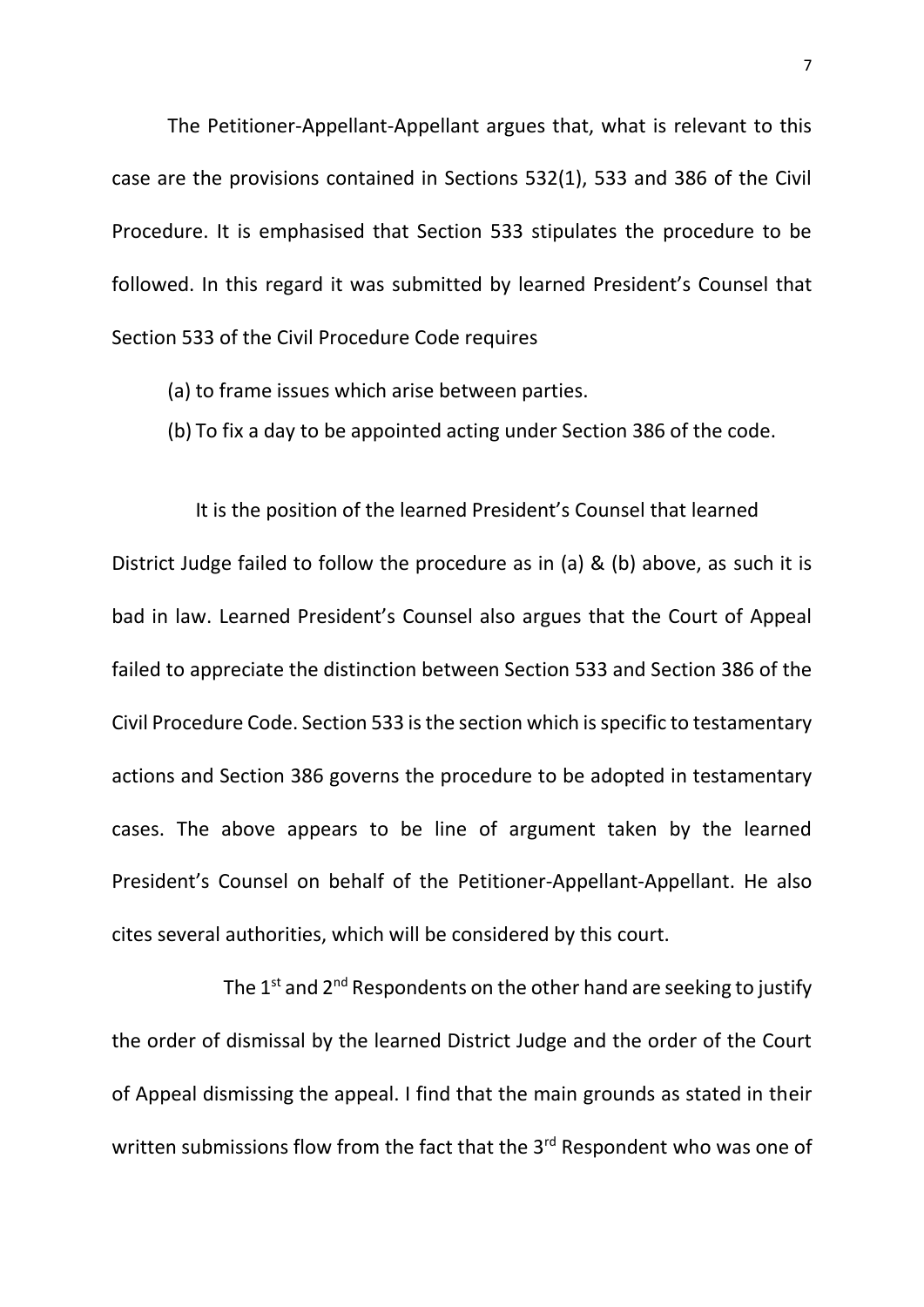The Petitioner-Appellant-Appellant argues that, what is relevant to this case are the provisions contained in Sections 532(1), 533 and 386 of the Civil Procedure. It is emphasised that Section 533 stipulates the procedure to be followed. In this regard it was submitted by learned President's Counsel that Section 533 of the Civil Procedure Code requires

(a) to frame issues which arise between parties.

(b) To fix a day to be appointed acting under Section 386 of the code.

It is the position of the learned President's Counsel that learned District Judge failed to follow the procedure as in (a) & (b) above, as such it is bad in law. Learned President's Counsel also argues that the Court of Appeal failed to appreciate the distinction between Section 533 and Section 386 of the Civil Procedure Code. Section 533 is the section which is specific to testamentary actions and Section 386 governs the procedure to be adopted in testamentary cases. The above appears to be line of argument taken by the learned President's Counsel on behalf of the Petitioner-Appellant-Appellant. He also cites several authorities, which will be considered by this court.

The 1st and 2nd Respondents on the other hand are seeking to justify the order of dismissal by the learned District Judge and the order of the Court of Appeal dismissing the appeal. I find that the main grounds as stated in their written submissions flow from the fact that the 3rd Respondent who was one of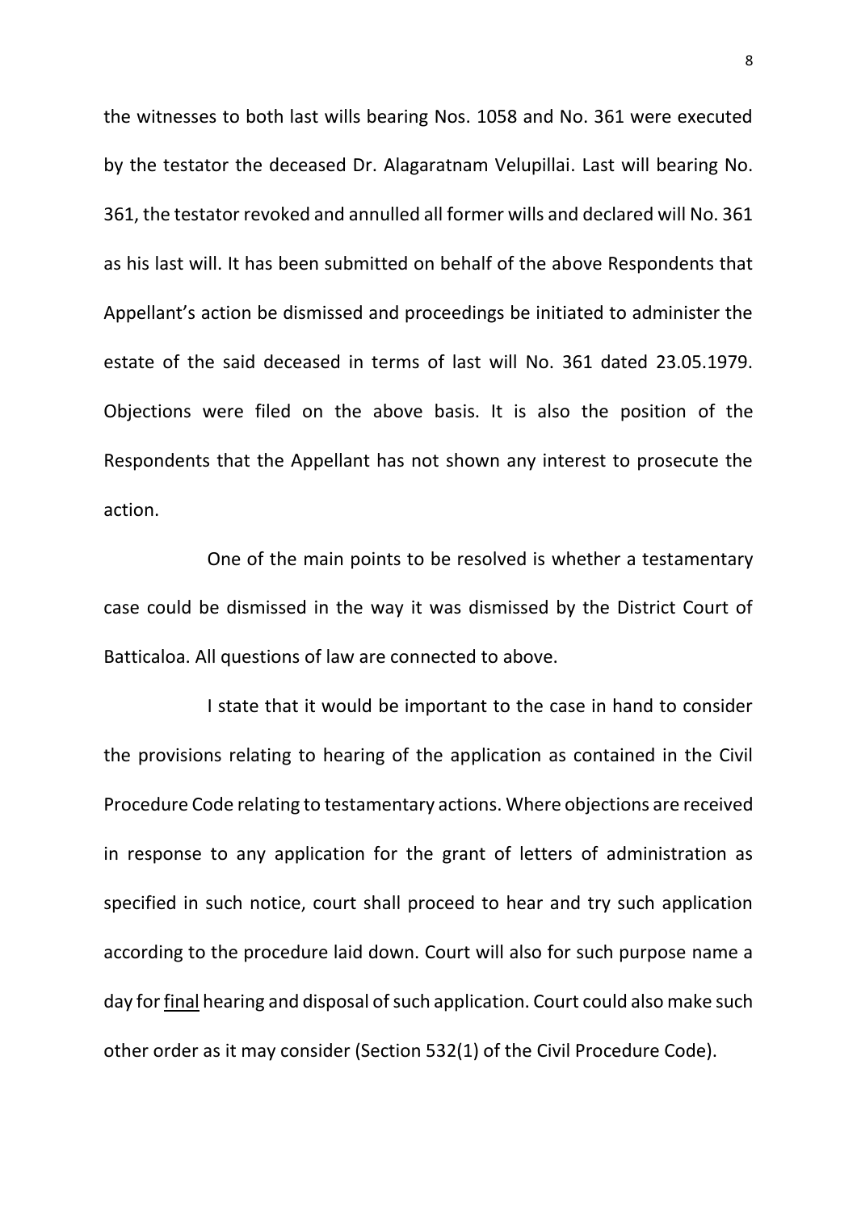the witnesses to both last wills bearing Nos. 1058 and No. 361 were executed by the testator the deceased Dr. Alagaratnam Velupillai. Last will bearing No. 361, the testator revoked and annulled all former wills and declared will No. 361 as his last will. It has been submitted on behalf of the above Respondents that Appellant's action be dismissed and proceedings be initiated to administer the estate of the said deceased in terms of last will No. 361 dated 23.05.1979. Objections were filed on the above basis. It is also the position of the Respondents that the Appellant has not shown any interest to prosecute the action.

One of the main points to be resolved is whether a testamentary case could be dismissed in the way it was dismissed by the District Court of Batticaloa. All questions of law are connected to above.

I state that it would be important to the case in hand to consider the provisions relating to hearing of the application as contained in the Civil Procedure Code relating to testamentary actions. Where objections are received in response to any application for the grant of letters of administration as specified in such notice, court shall proceed to hear and try such application according to the procedure laid down. Court will also for such purpose name a day for <u>final</u> hearing and disposal of such application. Court could also make such other order as it may consider (Section 532(1) of the Civil Procedure Code).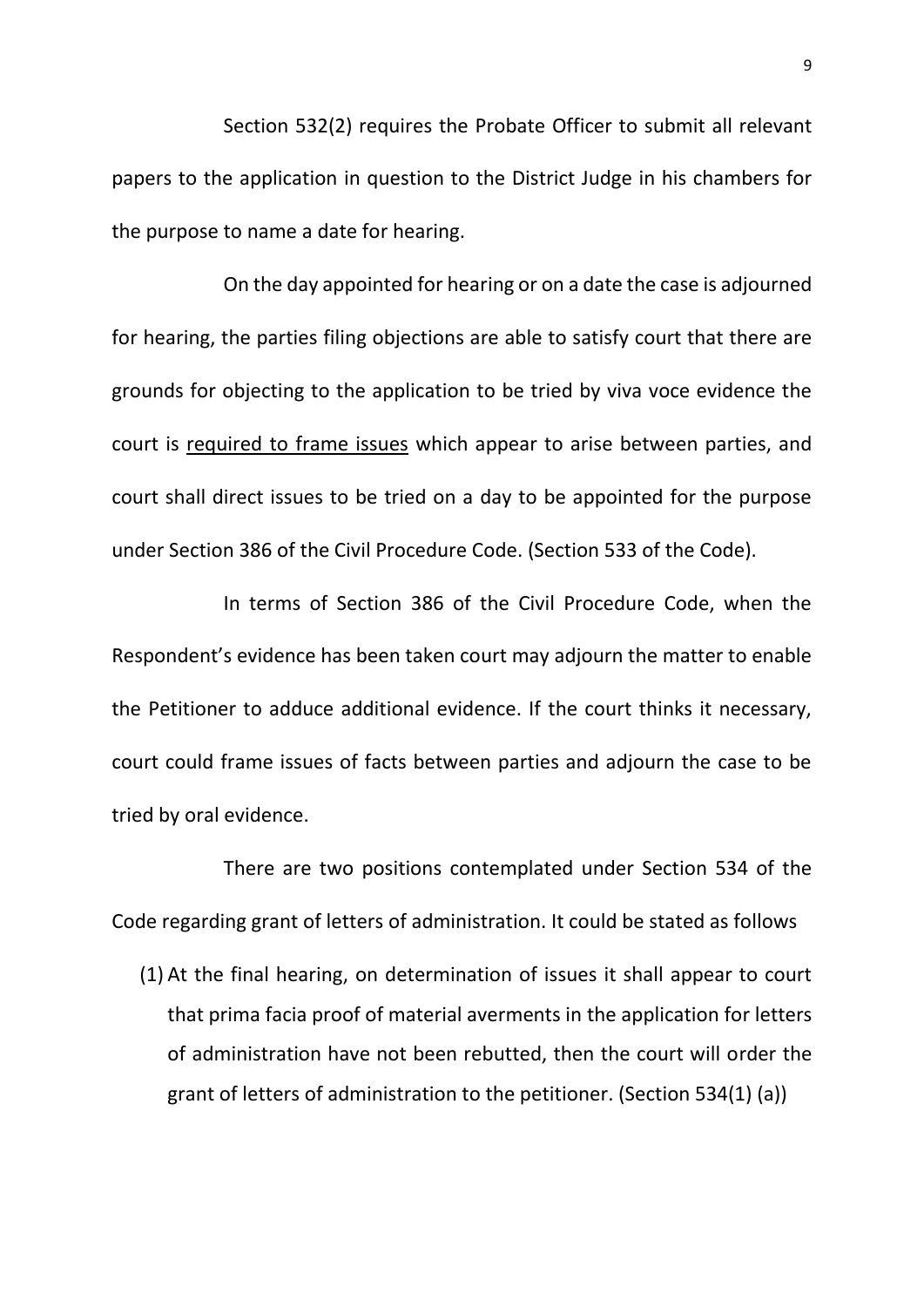Section 532(2) requires the Probate Officer to submit all relevant papers to the application in question to the District Judge in his chambers for the purpose to name a date for hearing.

On the day appointed for hearing or on a date the case is adjourned for hearing, the parties filing objections are able to satisfy court that there are grounds for objecting to the application to be tried by viva voce evidence the court is <u>required to frame issues</u> which appear to arise between parties, and court shall direct issues to be tried on a day to be appointed for the purpose under Section 386 of the Civil Procedure Code. (Section 533 of the Code).

In terms of Section 386 of the Civil Procedure Code, when the Respondent's evidence has been taken court may adjourn the matter to enable the Petitioner to adduce additional evidence. If the court thinks it necessary, court could frame issues of facts between parties and adjourn the case to be tried by oral evidence.

There are two positions contemplated under Section 534 of the Code regarding grant of letters of administration. It could be stated as follows

(1) At the final hearing, on determination of issues it shall appear to court that prima facia proof of material averments in the application for letters of administration have not been rebutted, then the court will order the grant of letters of administration to the petitioner. (Section 534(1) (a))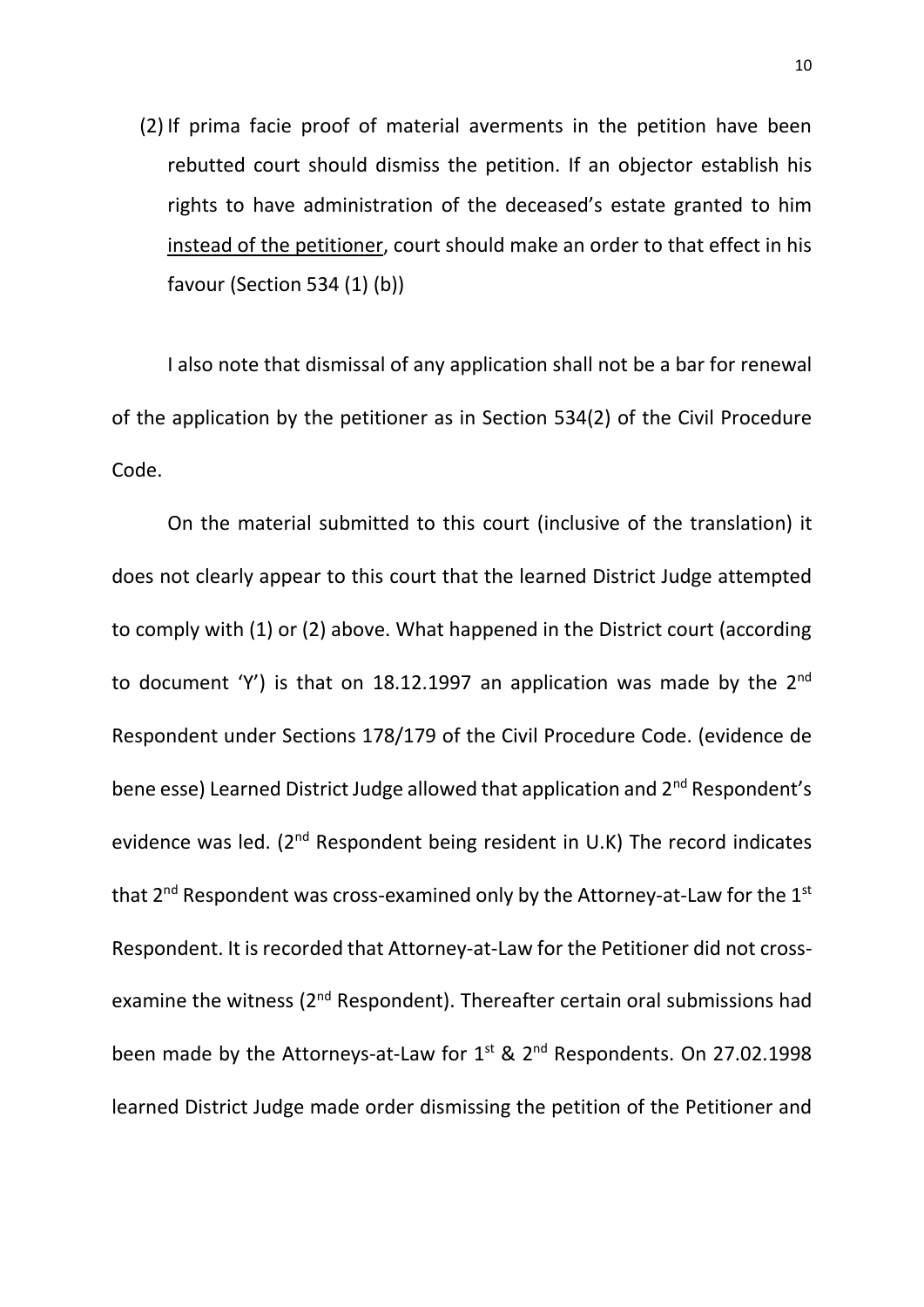(2) If prima facie proof of material averments in the petition have been rebutted court should dismiss the petition. If an objector establish his rights to have administration of the deceased's estate granted to him <u>instead of the petitioner</u>, court should make an order to that effect in his favour (Section 534 (1) (b))

I also note that dismissal of any application shall not be a bar for renewal of the application by the petitioner as in Section 534(2) of the Civil Procedure Code.

On the material submitted to this court (inclusive of the translation) it does not clearly appear to this court that the learned District Judge attempted to comply with (1) or (2) above. What happened in the District court (according to document 'Y') is that on 18.12.1997 an application was made by the 2nd Respondent under Sections 178/179 of the Civil Procedure Code. (evidence de bene esse) Learned District Judge allowed that application and 2nd Respondent's evidence was led. (2nd Respondent being resident in U.K) The record indicates that 2nd Respondent was cross-examined only by the Attorney-at-Law for the 1st Respondent. It is recorded that Attorney-at-Law for the Petitioner did not cross-examine the witness (2nd Respondent). Thereafter certain oral submissions had been made by the Attorneys-at-Law for 1st & 2nd Respondents. On 27.02.1998 learned District Judge made order dismissing the petition of the Petitioner and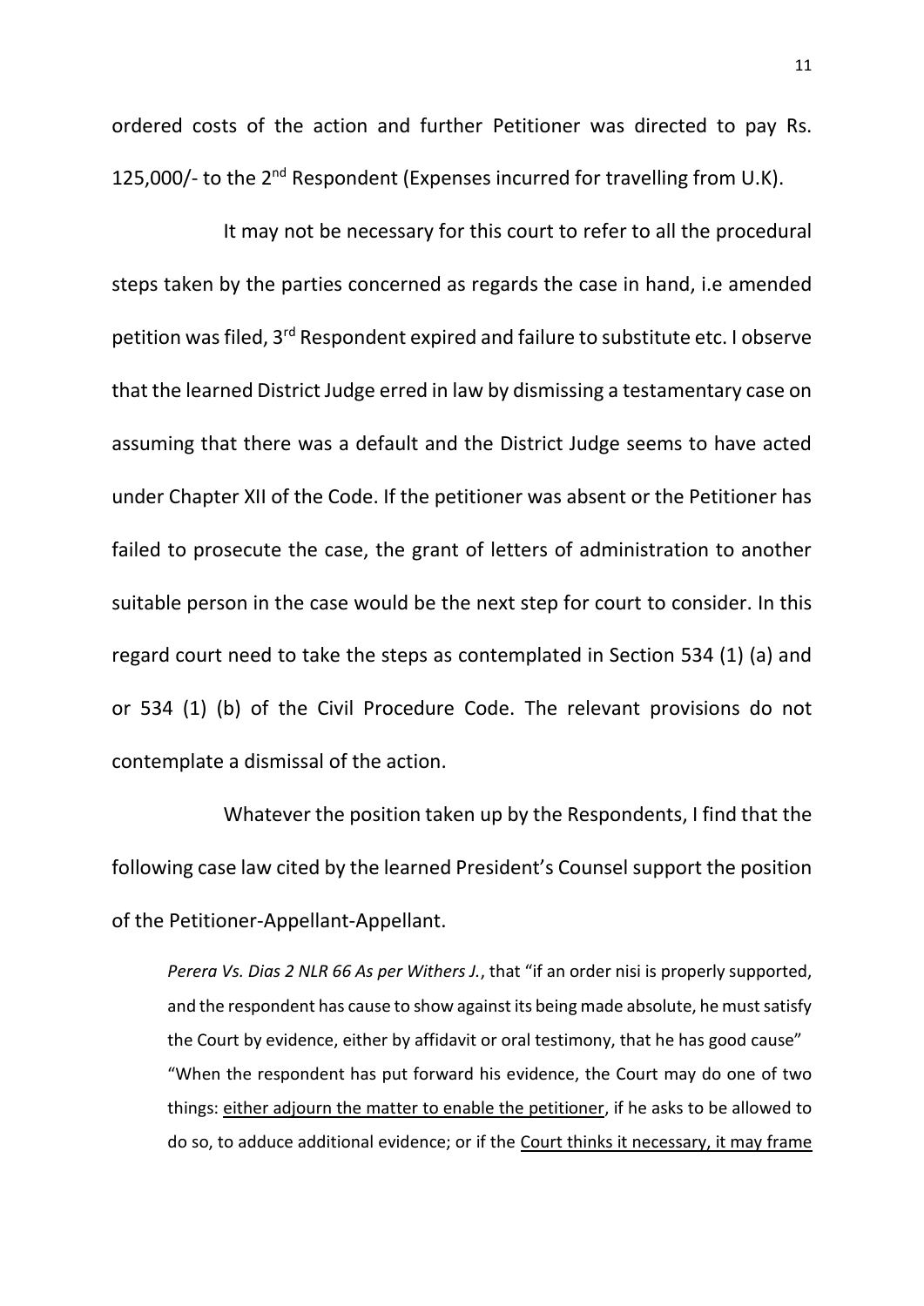ordered costs of the action and further Petitioner was directed to pay Rs. 125,000/- to the 2nd Respondent (Expenses incurred for travelling from U.K).

It may not be necessary for this court to refer to all the procedural steps taken by the parties concerned as regards the case in hand, i.e amended petition was filed, 3rd Respondent expired and failure to substitute etc. I observe that the learned District Judge erred in law by dismissing a testamentary case on assuming that there was a default and the District Judge seems to have acted under Chapter XII of the Code. If the petitioner was absent or the Petitioner has failed to prosecute the case, the grant of letters of administration to another suitable person in the case would be the next step for court to consider. In this regard court need to take the steps as contemplated in Section 534 (1) (a) and or 534 (1) (b) of the Civil Procedure Code. The relevant provisions do not contemplate a dismissal of the action.

Whatever the position taken up by the Respondents, I find that the following case law cited by the learned President's Counsel support the position of the Petitioner-Appellant-Appellant.

> *Perera Vs. Dias 2 NLR 66 As per Withers J.*, that "if an order nisi is properly supported, and the respondent has cause to show against its being made absolute, he must satisfy the Court by evidence, either by affidavit or oral testimony, that he has good cause"
> "When the respondent has put forward his evidence, the Court may do one of two things: <u>either adjourn the matter to enable the petitioner</u>, if he asks to be allowed to do so, to adduce additional evidence; or if the <u>Court thinks it necessary, it may frame</u>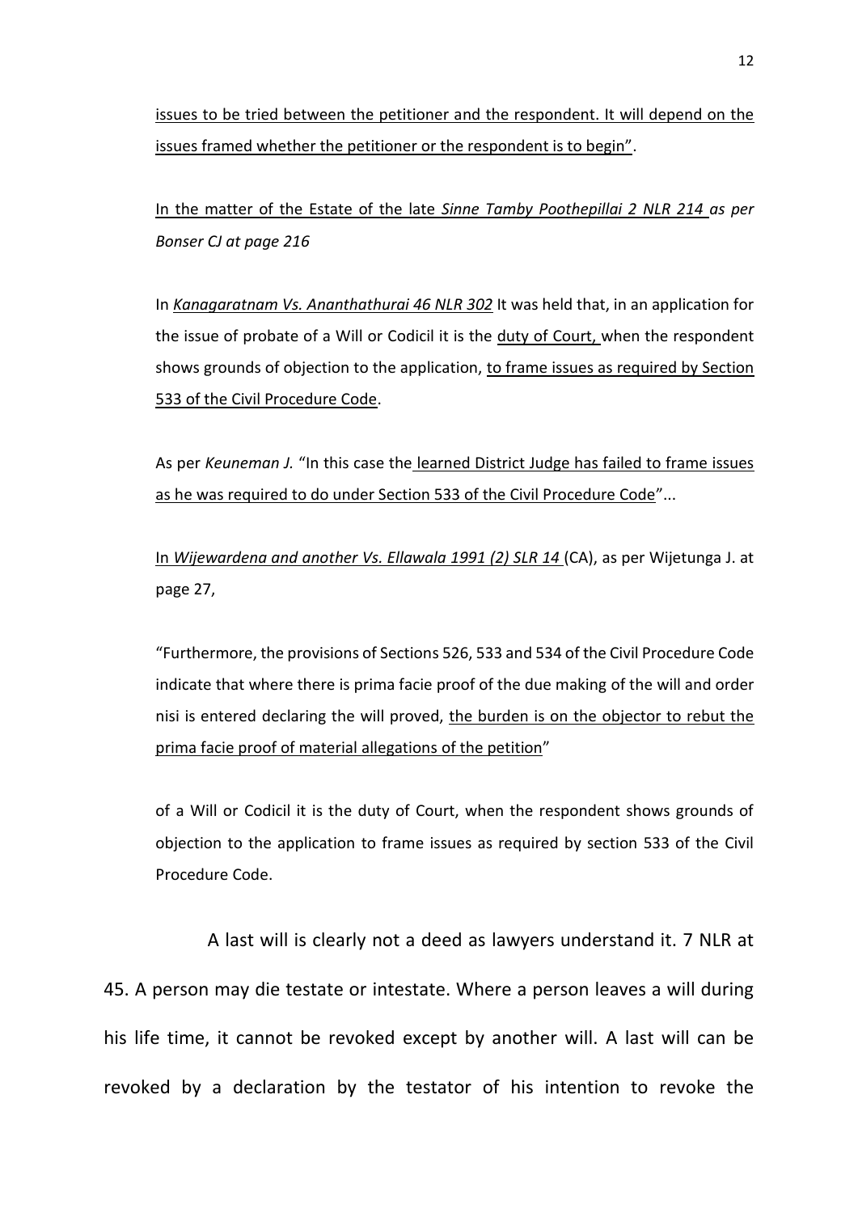issues to be tried between the petitioner and the respondent. It will depend on the issues framed whether the petitioner or the respondent is to begin".

In the matter of the Estate of the late *Sinne Tamby Poothepillai 2 NLR 214 as per Bonser CJ at page 216*

In *Kanagaratnam Vs. Ananthathurai 46 NLR 302* It was held that, in an application for the issue of probate of a Will or Codicil it is the duty of Court, when the respondent shows grounds of objection to the application, to frame issues as required by Section 533 of the Civil Procedure Code.

As per *Keuneman J.* "In this case the learned District Judge has failed to frame issues as he was required to do under Section 533 of the Civil Procedure Code"...

In *Wijewardena and another Vs. Ellawala 1991 (2) SLR 14* (CA), as per Wijetunga J. at page 27,

"Furthermore, the provisions of Sections 526, 533 and 534 of the Civil Procedure Code indicate that where there is prima facie proof of the due making of the will and order nisi is entered declaring the will proved, the burden is on the objector to rebut the prima facie proof of material allegations of the petition"

of a Will or Codicil it is the duty of Court, when the respondent shows grounds of objection to the application to frame issues as required by section 533 of the Civil Procedure Code.

A last will is clearly not a deed as lawyers understand it. 7 NLR at 45. A person may die testate or intestate. Where a person leaves a will during his life time, it cannot be revoked except by another will. A last will can be revoked by a declaration by the testator of his intention to revoke the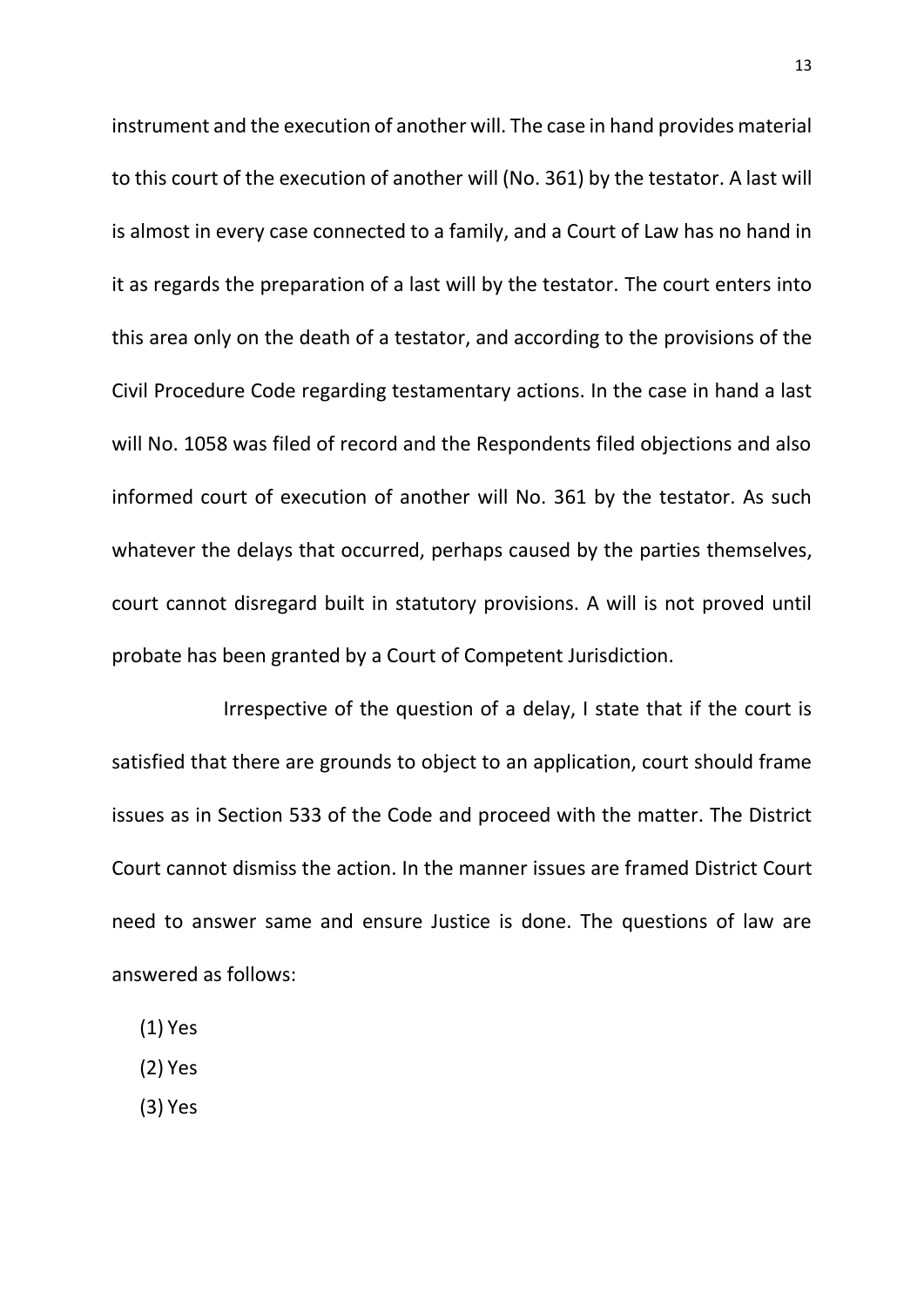instrument and the execution of another will. The case in hand provides material to this court of the execution of another will (No. 361) by the testator. A last will is almost in every case connected to a family, and a Court of Law has no hand in it as regards the preparation of a last will by the testator. The court enters into this area only on the death of a testator, and according to the provisions of the Civil Procedure Code regarding testamentary actions. In the case in hand a last will No. 1058 was filed of record and the Respondents filed objections and also informed court of execution of another will No. 361 by the testator. As such whatever the delays that occurred, perhaps caused by the parties themselves, court cannot disregard built in statutory provisions. A will is not proved until probate has been granted by a Court of Competent Jurisdiction.

Irrespective of the question of a delay, I state that if the court is satisfied that there are grounds to object to an application, court should frame issues as in Section 533 of the Code and proceed with the matter. The District Court cannot dismiss the action. In the manner issues are framed District Court need to answer same and ensure Justice is done. The questions of law are answered as follows:

(1) Yes

(2) Yes

(3) Yes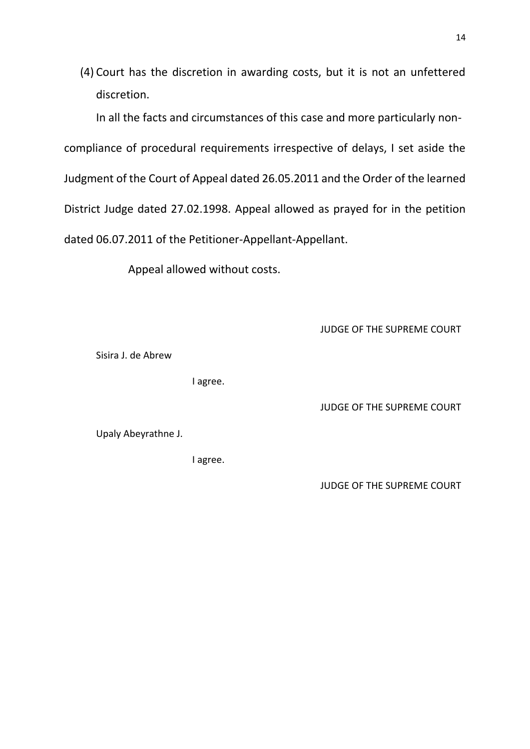(4) Court has the discretion in awarding costs, but it is not an unfettered discretion.

In all the facts and circumstances of this case and more particularly non-compliance of procedural requirements irrespective of delays, I set aside the Judgment of the Court of Appeal dated 26.05.2011 and the Order of the learned District Judge dated 27.02.1998. Appeal allowed as prayed for in the petition dated 06.07.2011 of the Petitioner-Appellant-Appellant.

Appeal allowed without costs.

JUDGE OF THE SUPREME COURT

Sisira J. de Abrew

I agree.

JUDGE OF THE SUPREME COURT

Upaly Abeyrathne J.

I agree.

JUDGE OF THE SUPREME COURT